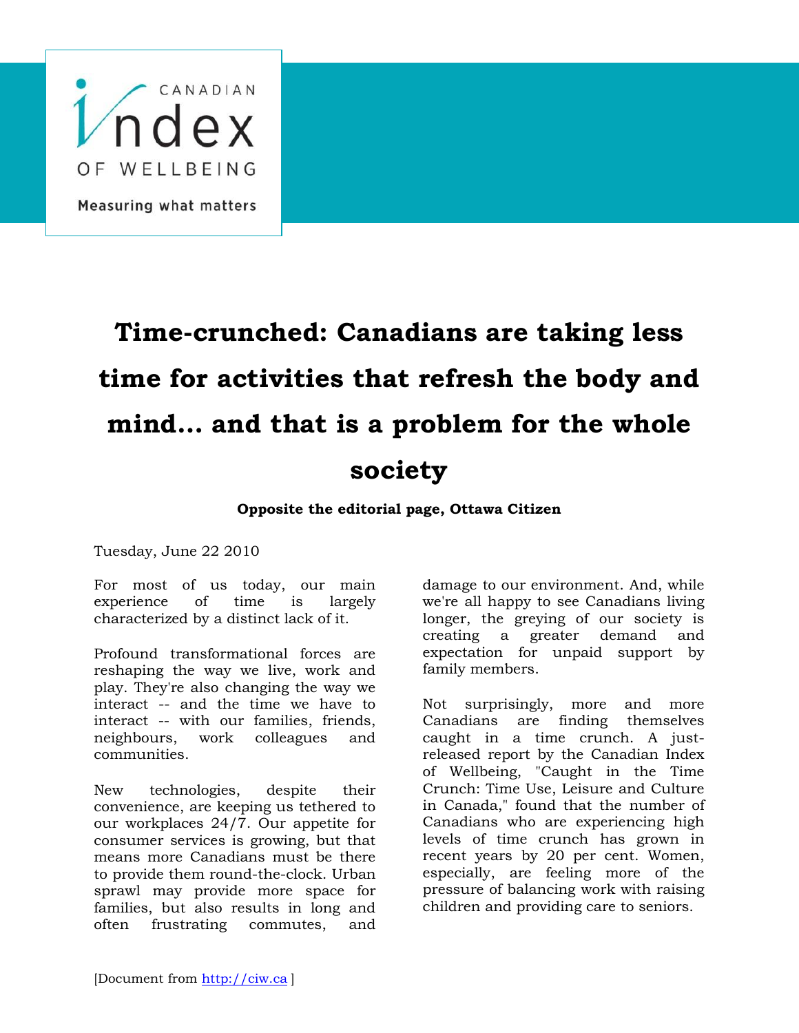CANADIAN Index OF WELLBEING

Measuring what matters

# Time-crunched: Canadians are taking less time for activities that refresh the body and mind... and that is a problem for the whole society

**Opposite the editorial page, Ottawa Citizen**

Tuesday, June 22 2010

For most of us today, our main experience of time is largely characterized by a distinct lack of it.

Profound transformational forces are reshaping the way we live, work and play. They're also changing the way we interact -- and the time we have to interact -- with our families, friends, neighbours, work colleagues and communities.

New technologies, despite their convenience, are keeping us tethered to our workplaces 24/7. Our appetite for consumer services is growing, but that means more Canadians must be there to provide them round-the-clock. Urban sprawl may provide more space for families, but also results in long and often frustrating commutes, and damage to our environment. And, while we're all happy to see Canadians living longer, the greying of our society is creating a greater demand and expectation for unpaid support by family members.

Not surprisingly, more and more Canadians are finding themselves caught in a time crunch. A just-released report by the Canadian Index of Wellbeing, "Caught in the Time Crunch: Time Use, Leisure and Culture in Canada," found that the number of Canadians who are experiencing high levels of time crunch has grown in recent years by 20 per cent. Women, especially, are feeling more of the pressure of balancing work with raising children and providing care to seniors.

[Document from http://ciw.ca ]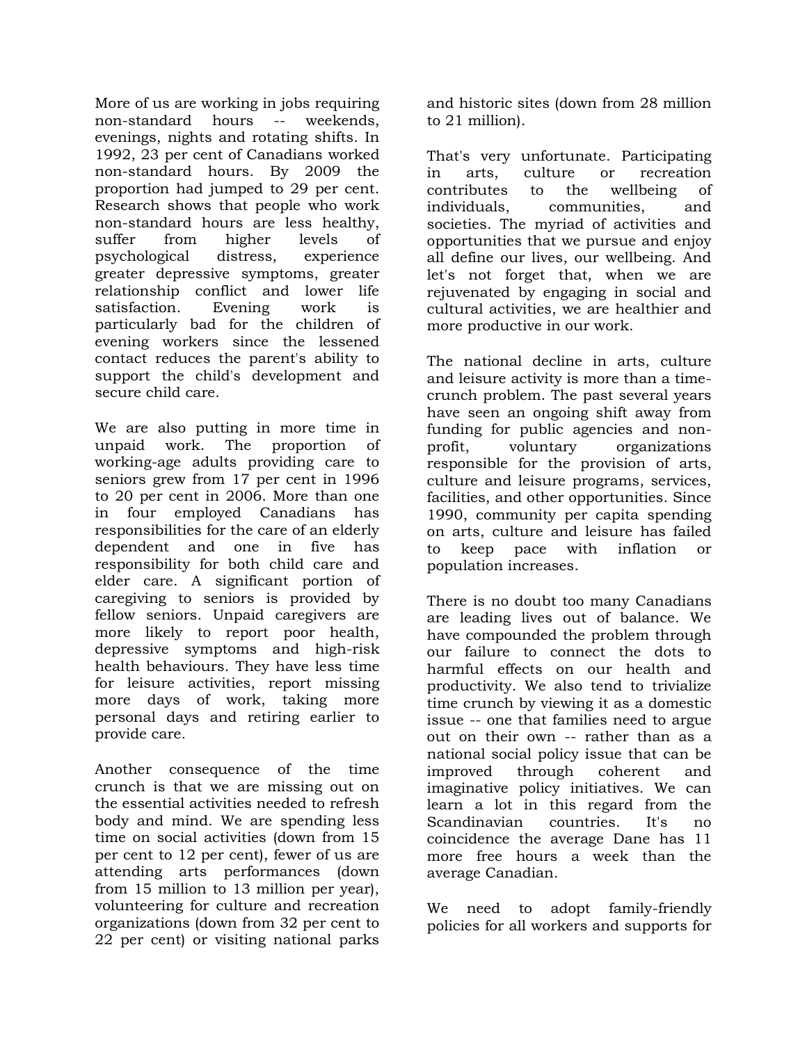More of us are working in jobs requiring non-standard hours -- weekends, evenings, nights and rotating shifts. In 1992, 23 per cent of Canadians worked non-standard hours. By 2009 the proportion had jumped to 29 per cent. Research shows that people who work non-standard hours are less healthy, suffer from higher levels of psychological distress, experience greater depressive symptoms, greater relationship conflict and lower life satisfaction. Evening work is particularly bad for the children of evening workers since the lessened contact reduces the parent's ability to support the child's development and secure child care.

We are also putting in more time in unpaid work. The proportion of working-age adults providing care to seniors grew from 17 per cent in 1996 to 20 per cent in 2006. More than one in four employed Canadians has responsibilities for the care of an elderly dependent and one in five has responsibility for both child care and elder care. A significant portion of caregiving to seniors is provided by fellow seniors. Unpaid caregivers are more likely to report poor health, depressive symptoms and high-risk health behaviours. They have less time for leisure activities, report missing more days of work, taking more personal days and retiring earlier to provide care.

Another consequence of the time crunch is that we are missing out on the essential activities needed to refresh body and mind. We are spending less time on social activities (down from 15 per cent to 12 per cent), fewer of us are attending arts performances (down from 15 million to 13 million per year), volunteering for culture and recreation organizations (down from 32 per cent to 22 per cent) or visiting national parks and historic sites (down from 28 million to 21 million).

That's very unfortunate. Participating in arts, culture or recreation contributes to the wellbeing of individuals, communities, and societies. The myriad of activities and opportunities that we pursue and enjoy all define our lives, our wellbeing. And let's not forget that, when we are rejuvenated by engaging in social and cultural activities, we are healthier and more productive in our work.

The national decline in arts, culture and leisure activity is more than a time-crunch problem. The past several years have seen an ongoing shift away from funding for public agencies and non-profit, voluntary organizations responsible for the provision of arts, culture and leisure programs, services, facilities, and other opportunities. Since 1990, community per capita spending on arts, culture and leisure has failed to keep pace with inflation or population increases.

There is no doubt too many Canadians are leading lives out of balance. We have compounded the problem through our failure to connect the dots to harmful effects on our health and productivity. We also tend to trivialize time crunch by viewing it as a domestic issue -- one that families need to argue out on their own -- rather than as a national social policy issue that can be improved through coherent and imaginative policy initiatives. We can learn a lot in this regard from the Scandinavian countries. It's no coincidence the average Dane has 11 more free hours a week than the average Canadian.

We need to adopt family-friendly policies for all workers and supports for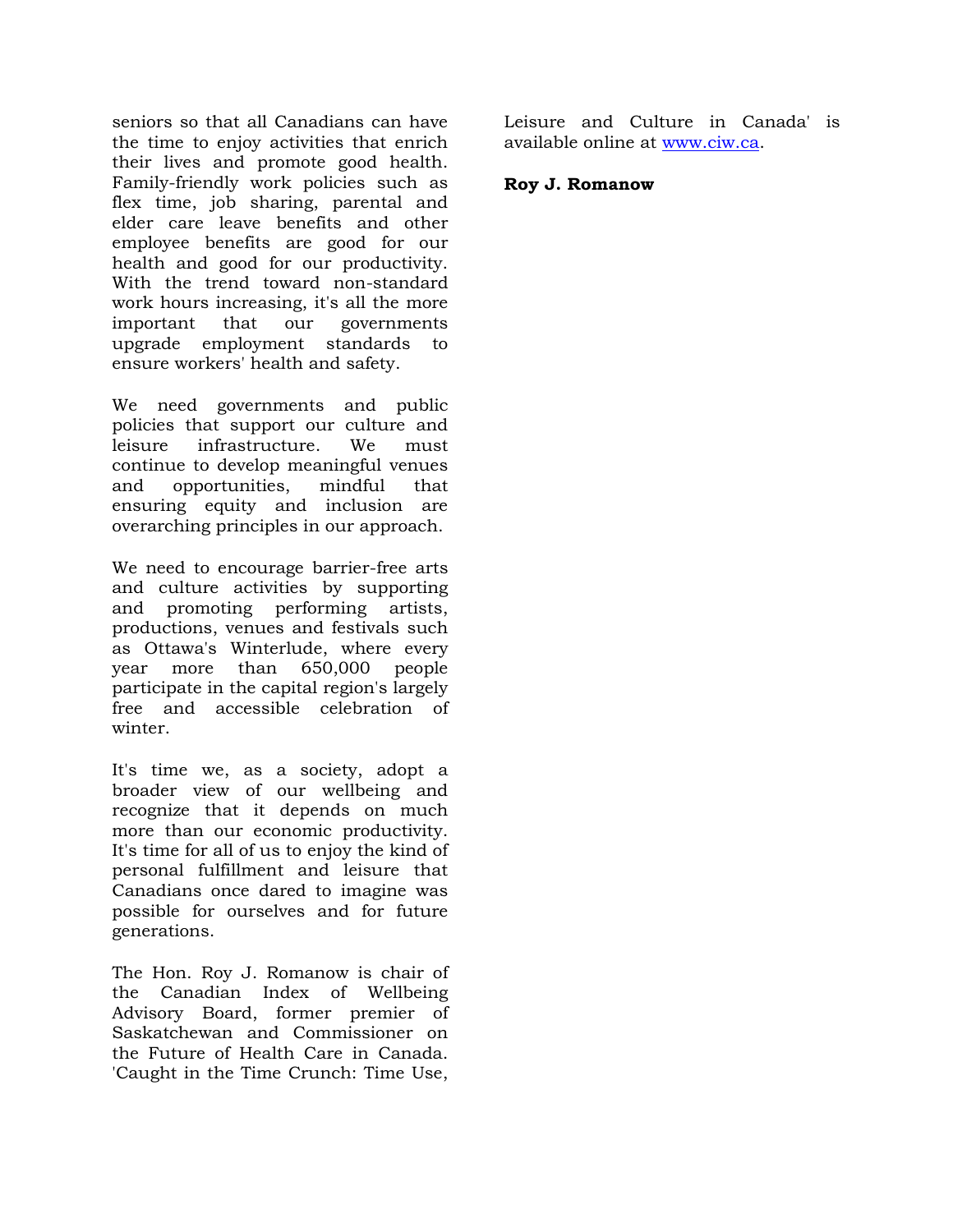seniors so that all Canadians can have the time to enjoy activities that enrich their lives and promote good health. Family-friendly work policies such as flex time, job sharing, parental and elder care leave benefits and other employee benefits are good for our health and good for our productivity. With the trend toward non-standard work hours increasing, it's all the more important that our governments upgrade employment standards to ensure workers' health and safety.

We need governments and public policies that support our culture and leisure infrastructure. We must continue to develop meaningful venues and opportunities, mindful that ensuring equity and inclusion are overarching principles in our approach.

We need to encourage barrier-free arts and culture activities by supporting and promoting performing artists, productions, venues and festivals such as Ottawa's Winterlude, where every year more than 650,000 people participate in the capital region's largely free and accessible celebration of winter.

It's time we, as a society, adopt a broader view of our wellbeing and recognize that it depends on much more than our economic productivity. It's time for all of us to enjoy the kind of personal fulfillment and leisure that Canadians once dared to imagine was possible for ourselves and for future generations.

The Hon. Roy J. Romanow is chair of the Canadian Index of Wellbeing Advisory Board, former premier of Saskatchewan and Commissioner on the Future of Health Care in Canada. 'Caught in the Time Crunch: Time Use, Leisure and Culture in Canada' is available online at [www.ciw.ca](http://www.ciw.ca).

**Roy J. Romanow**